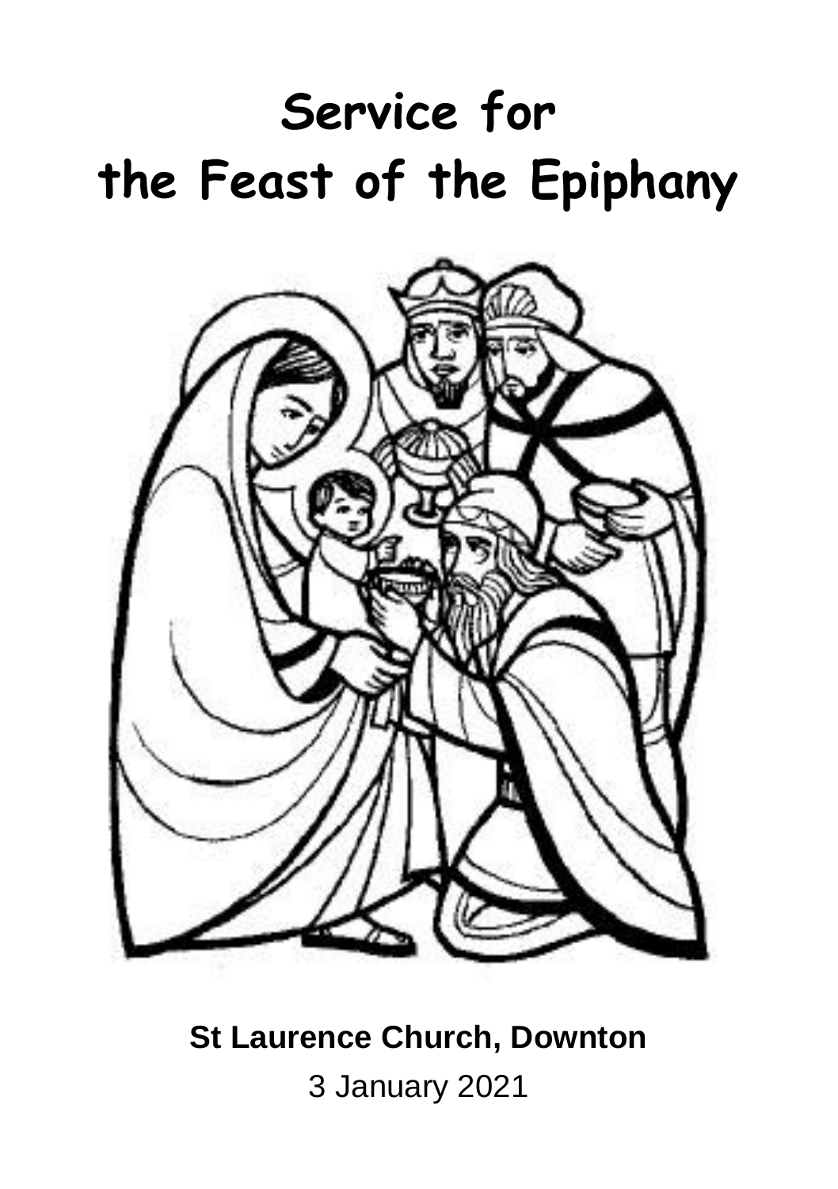# Service for the Feast of the Epiphany

**St Laurence Church, Downton**

3 January 2021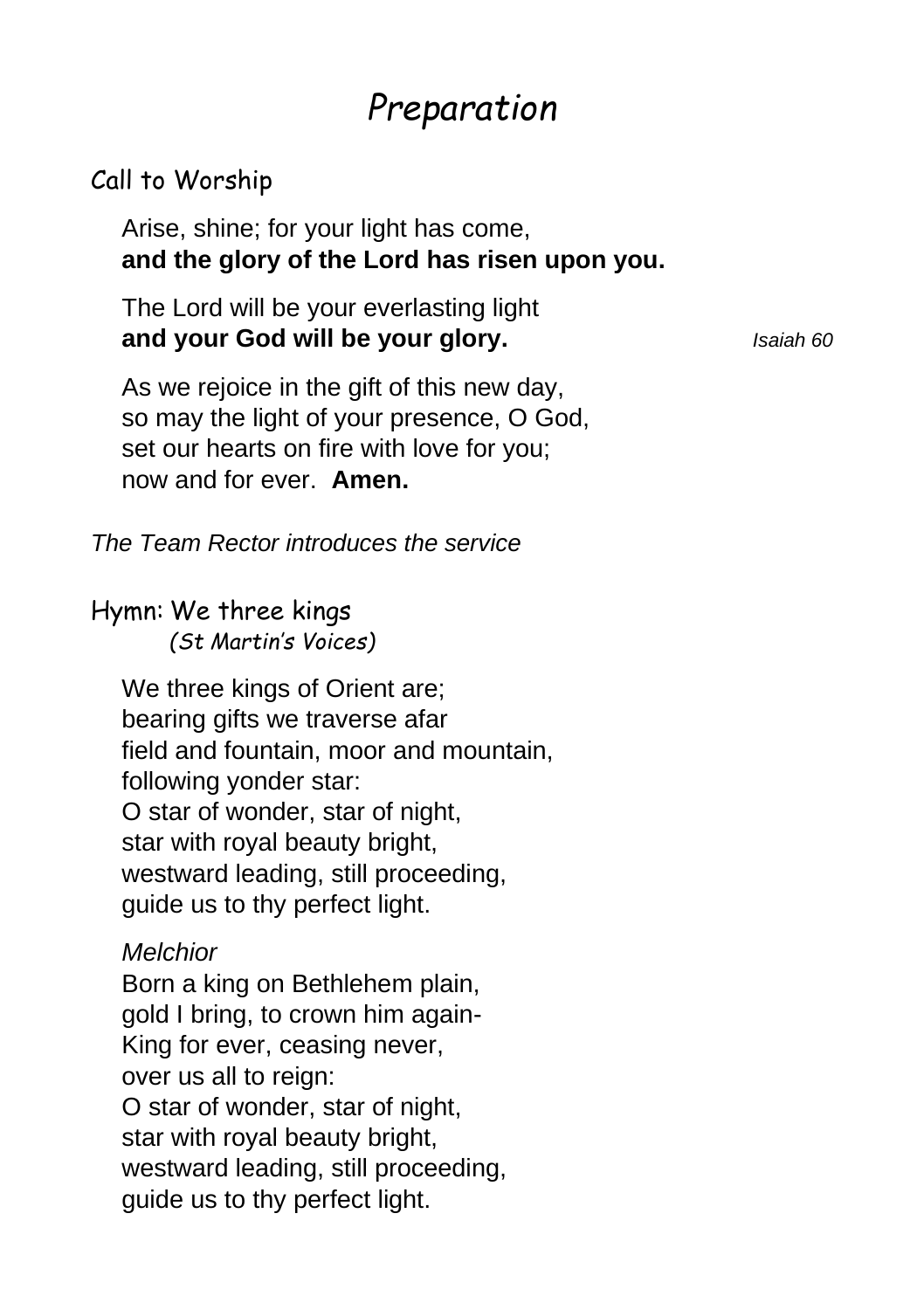# *Preparation*

## Call to Worship

Arise, shine; for your light has come,
**and the glory of the Lord has risen upon you.**

The Lord will be your everlasting light
**and your God will be your glory.** *Isaiah 60*

As we rejoice in the gift of this new day,
so may the light of your presence, O God,
set our hearts on fire with love for you;
now and for ever. **Amen.**

*The Team Rector introduces the service*

## Hymn: We three kings

*(St Martin's Voices)*

We three kings of Orient are;
bearing gifts we traverse afar
field and fountain, moor and mountain,
following yonder star:
O star of wonder, star of night,
star with royal beauty bright,
westward leading, still proceeding,
guide us to thy perfect light.

*Melchior*
Born a king on Bethlehem plain,
gold I bring, to crown him again-
King for ever, ceasing never,
over us all to reign:
O star of wonder, star of night,
star with royal beauty bright,
westward leading, still proceeding,
guide us to thy perfect light.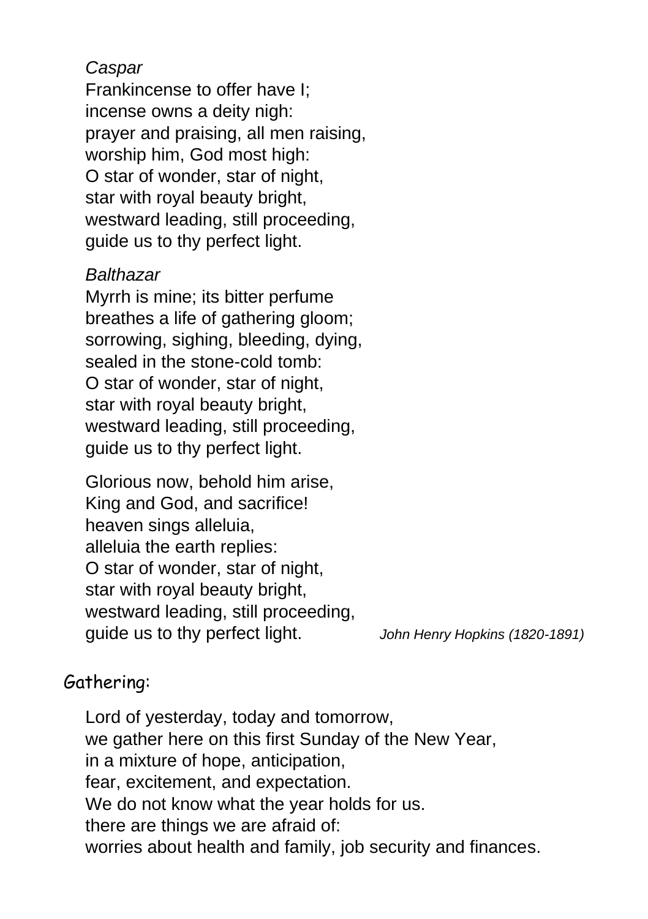*Caspar*
Frankincense to offer have I;
incense owns a deity nigh:
prayer and praising, all men raising,
worship him, God most high:
O star of wonder, star of night,
star with royal beauty bright,
westward leading, still proceeding,
guide us to thy perfect light.

*Balthazar*
Myrrh is mine; its bitter perfume
breathes a life of gathering gloom;
sorrowing, sighing, bleeding, dying,
sealed in the stone-cold tomb:
O star of wonder, star of night,
star with royal beauty bright,
westward leading, still proceeding,
guide us to thy perfect light.

Glorious now, behold him arise,
King and God, and sacrifice!
heaven sings alleluia,
alleluia the earth replies:
O star of wonder, star of night,
star with royal beauty bright,
westward leading, still proceeding,
guide us to thy perfect light.

*John Henry Hopkins (1820-1891)*

Gathering:

Lord of yesterday, today and tomorrow,
we gather here on this first Sunday of the New Year,
in a mixture of hope, anticipation,
fear, excitement, and expectation.
We do not know what the year holds for us.
there are things we are afraid of:
worries about health and family, job security and finances.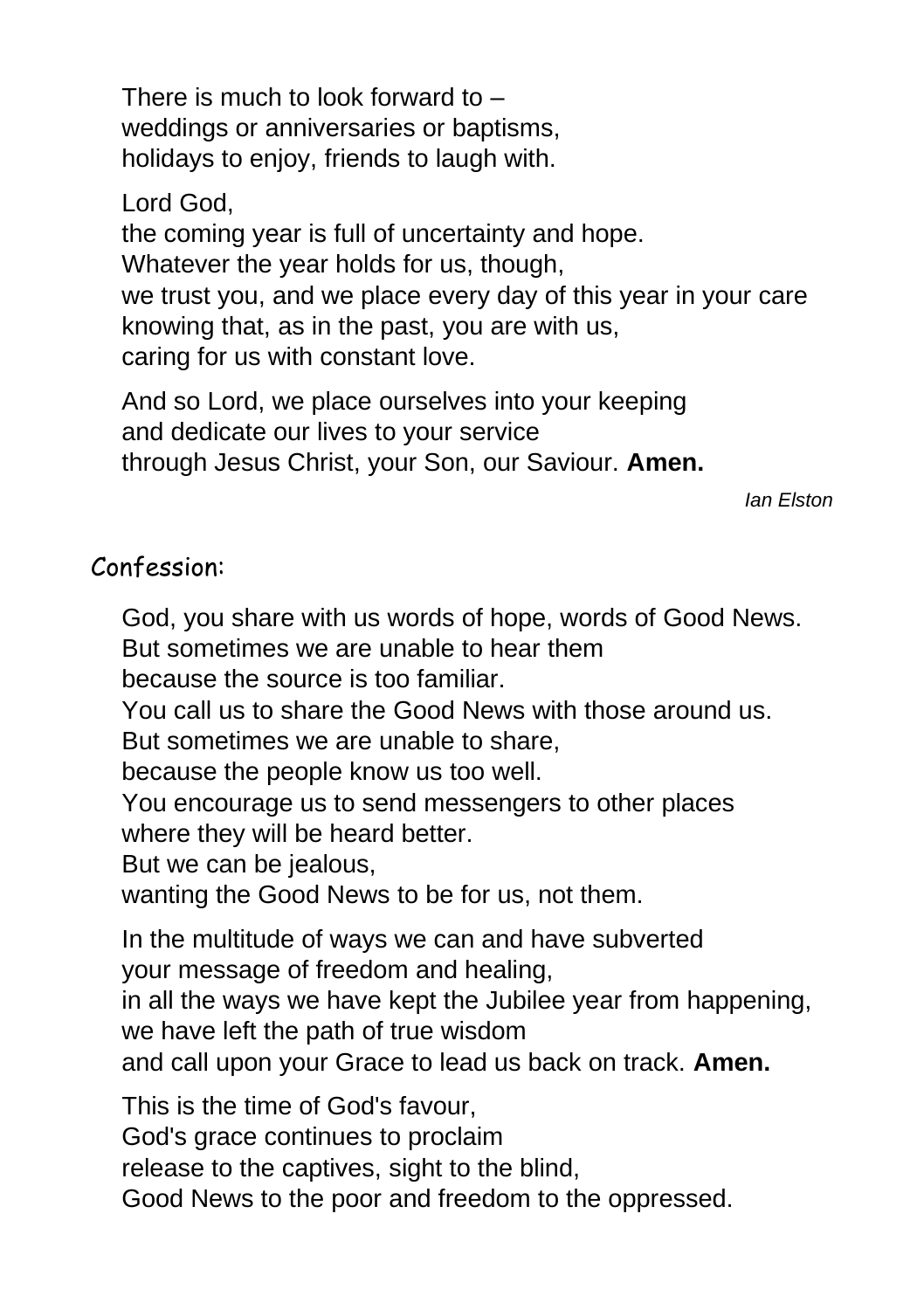There is much to look forward to –
weddings or anniversaries or baptisms,
holidays to enjoy, friends to laugh with.

Lord God,
the coming year is full of uncertainty and hope.
Whatever the year holds for us, though,
we trust you, and we place every day of this year in your care
knowing that, as in the past, you are with us,
caring for us with constant love.

And so Lord, we place ourselves into your keeping
and dedicate our lives to your service
through Jesus Christ, your Son, our Saviour. **Amen.**

*Ian Elston*

## Confession:

God, you share with us words of hope, words of Good News.
But sometimes we are unable to hear them
because the source is too familiar.
You call us to share the Good News with those around us.
But sometimes we are unable to share,
because the people know us too well.
You encourage us to send messengers to other places
where they will be heard better.
But we can be jealous,
wanting the Good News to be for us, not them.

In the multitude of ways we can and have subverted
your message of freedom and healing,
in all the ways we have kept the Jubilee year from happening,
we have left the path of true wisdom
and call upon your Grace to lead us back on track. **Amen.**

This is the time of God's favour,
God's grace continues to proclaim
release to the captives, sight to the blind,
Good News to the poor and freedom to the oppressed.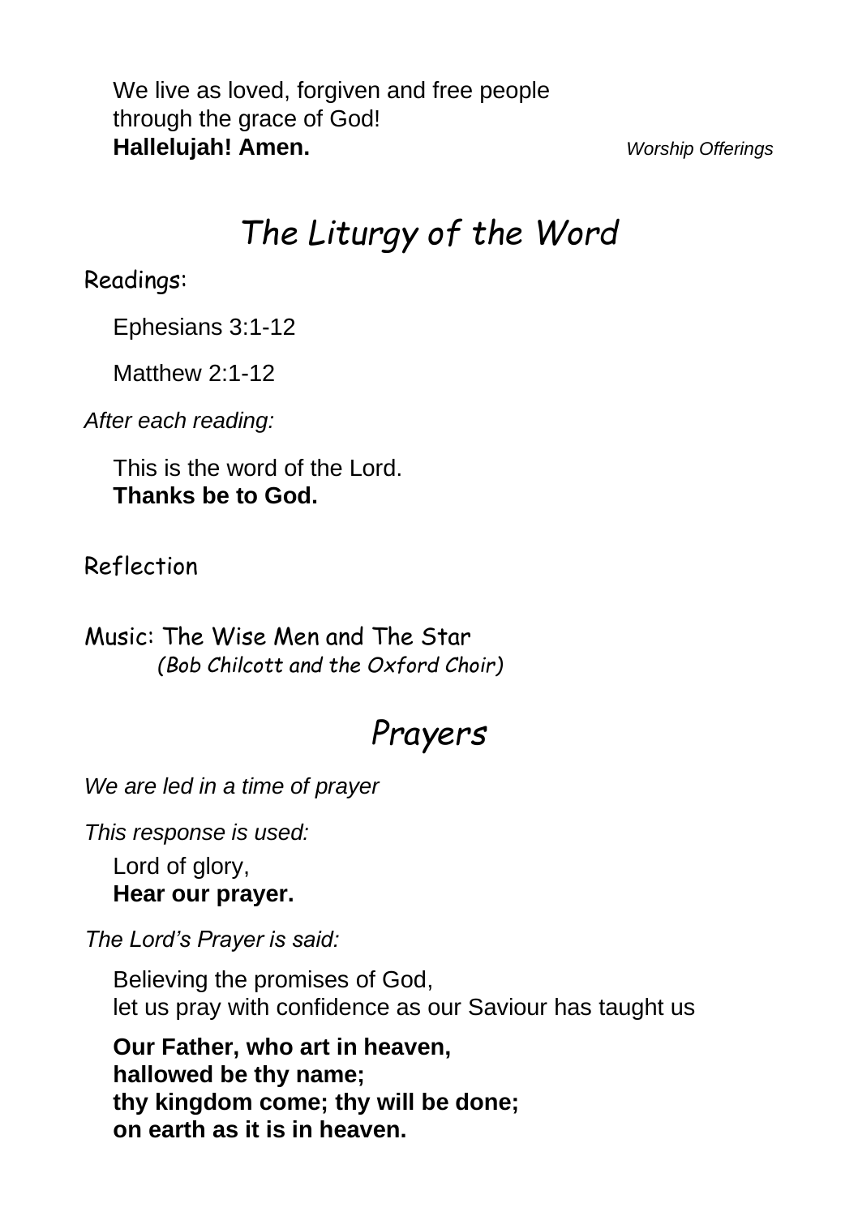We live as loved, forgiven and free people
through the grace of God!
**Hallelujah! Amen.** *Worship Offerings*

# *The Liturgy of the Word*

Readings:

Ephesians 3:1-12

Matthew 2:1-12

*After each reading:*

This is the word of the Lord.
**Thanks be to God.**

Reflection

Music: The Wise Men and The Star
*(Bob Chilcott and the Oxford Choir)*

# *Prayers*

*We are led in a time of prayer*

*This response is used:*

Lord of glory,
**Hear our prayer.**

*The Lord's Prayer is said:*

Believing the promises of God,
let us pray with confidence as our Saviour has taught us

**Our Father, who art in heaven,**
**hallowed be thy name;**
**thy kingdom come; thy will be done;**
**on earth as it is in heaven.**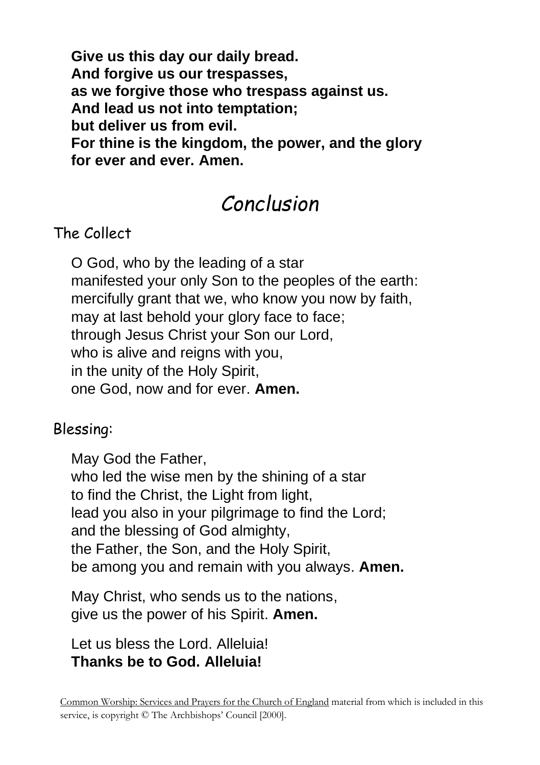**Give us this day our daily bread.**
**And forgive us our trespasses,**
**as we forgive those who trespass against us.**
**And lead us not into temptation;**
**but deliver us from evil.**
**For thine is the kingdom, the power, and the glory**
**for ever and ever. Amen.**

# *Conclusion*

## The Collect

O God, who by the leading of a star
manifested your only Son to the peoples of the earth:
mercifully grant that we, who know you now by faith,
may at last behold your glory face to face;
through Jesus Christ your Son our Lord,
who is alive and reigns with you,
in the unity of the Holy Spirit,
one God, now and for ever. **Amen.**

## Blessing:

May God the Father,
who led the wise men by the shining of a star
to find the Christ, the Light from light,
lead you also in your pilgrimage to find the Lord;
and the blessing of God almighty,
the Father, the Son, and the Holy Spirit,
be among you and remain with you always. **Amen.**

May Christ, who sends us to the nations,
give us the power of his Spirit. **Amen.**

Let us bless the Lord. Alleluia!
**Thanks be to God. Alleluia!**

Common Worship: Services and Prayers for the Church of England material from which is included in this service, is copyright © The Archbishops' Council [2000].